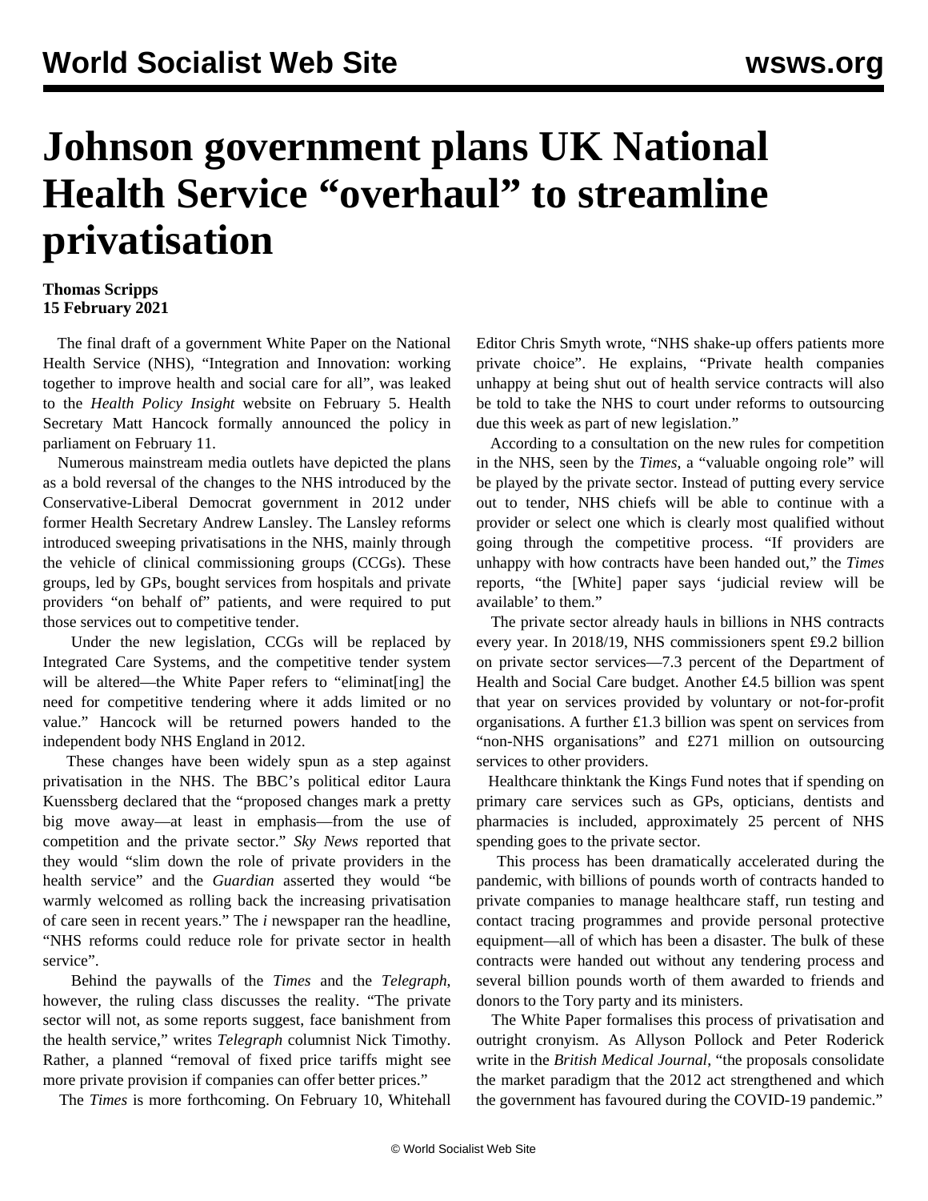# Johnson government plans UK National Health Service "overhaul" to streamline privatisation

**Thomas Scripps**
**15 February 2021**

The final draft of a government White Paper on the National Health Service (NHS), "Integration and Innovation: working together to improve health and social care for all", was leaked to the *Health Policy Insight* website on February 5. Health Secretary Matt Hancock formally announced the policy in parliament on February 11.

Numerous mainstream media outlets have depicted the plans as a bold reversal of the changes to the NHS introduced by the Conservative-Liberal Democrat government in 2012 under former Health Secretary Andrew Lansley. The Lansley reforms introduced sweeping privatisations in the NHS, mainly through the vehicle of clinical commissioning groups (CCGs). These groups, led by GPs, bought services from hospitals and private providers "on behalf of" patients, and were required to put those services out to competitive tender.

Under the new legislation, CCGs will be replaced by Integrated Care Systems, and the competitive tender system will be altered—the White Paper refers to "eliminat[ing] the need for competitive tendering where it adds limited or no value." Hancock will be returned powers handed to the independent body NHS England in 2012.

These changes have been widely spun as a step against privatisation in the NHS. The BBC's political editor Laura Kuenssberg declared that the "proposed changes mark a pretty big move away—at least in emphasis—from the use of competition and the private sector." *Sky News* reported that they would "slim down the role of private providers in the health service" and the *Guardian* asserted they would "be warmly welcomed as rolling back the increasing privatisation of care seen in recent years." The *i* newspaper ran the headline, "NHS reforms could reduce role for private sector in health service".

Behind the paywalls of the *Times* and the *Telegraph*, however, the ruling class discusses the reality. "The private sector will not, as some reports suggest, face banishment from the health service," writes *Telegraph* columnist Nick Timothy. Rather, a planned "removal of fixed price tariffs might see more private provision if companies can offer better prices."

The *Times* is more forthcoming. On February 10, Whitehall Editor Chris Smyth wrote, "NHS shake-up offers patients more private choice". He explains, "Private health companies unhappy at being shut out of health service contracts will also be told to take the NHS to court under reforms to outsourcing due this week as part of new legislation."

According to a consultation on the new rules for competition in the NHS, seen by the *Times*, a "valuable ongoing role" will be played by the private sector. Instead of putting every service out to tender, NHS chiefs will be able to continue with a provider or select one which is clearly most qualified without going through the competitive process. "If providers are unhappy with how contracts have been handed out," the *Times* reports, "the [White] paper says 'judicial review will be available' to them."

The private sector already hauls in billions in NHS contracts every year. In 2018/19, NHS commissioners spent £9.2 billion on private sector services—7.3 percent of the Department of Health and Social Care budget. Another £4.5 billion was spent that year on services provided by voluntary or not-for-profit organisations. A further £1.3 billion was spent on services from "non-NHS organisations" and £271 million on outsourcing services to other providers.

Healthcare thinktank the Kings Fund notes that if spending on primary care services such as GPs, opticians, dentists and pharmacies is included, approximately 25 percent of NHS spending goes to the private sector.

This process has been dramatically accelerated during the pandemic, with billions of pounds worth of contracts handed to private companies to manage healthcare staff, run testing and contact tracing programmes and provide personal protective equipment—all of which has been a disaster. The bulk of these contracts were handed out without any tendering process and several billion pounds worth of them awarded to friends and donors to the Tory party and its ministers.

The White Paper formalises this process of privatisation and outright cronyism. As Allyson Pollock and Peter Roderick write in the *British Medical Journal*, "the proposals consolidate the market paradigm that the 2012 act strengthened and which the government has favoured during the COVID-19 pandemic."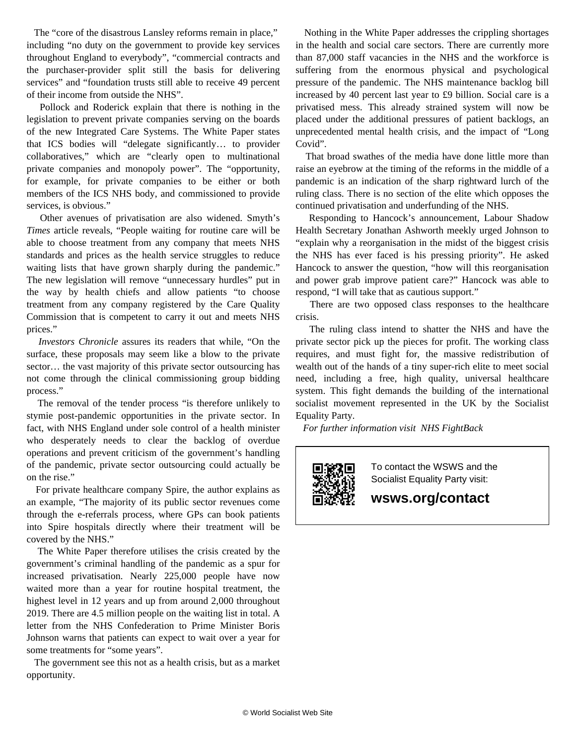The "core of the disastrous Lansley reforms remain in place," including "no duty on the government to provide key services throughout England to everybody", "commercial contracts and the purchaser-provider split still the basis for delivering services" and "foundation trusts still able to receive 49 percent of their income from outside the NHS".

Pollock and Roderick explain that there is nothing in the legislation to prevent private companies serving on the boards of the new Integrated Care Systems. The White Paper states that ICS bodies will "delegate significantly… to provider collaboratives," which are "clearly open to multinational private companies and monopoly power". The "opportunity, for example, for private companies to be either or both members of the ICS NHS body, and commissioned to provide services, is obvious."

Other avenues of privatisation are also widened. Smyth's *Times* article reveals, "People waiting for routine care will be able to choose treatment from any company that meets NHS standards and prices as the health service struggles to reduce waiting lists that have grown sharply during the pandemic." The new legislation will remove "unnecessary hurdles" put in the way by health chiefs and allow patients "to choose treatment from any company registered by the Care Quality Commission that is competent to carry it out and meets NHS prices."

*Investors Chronicle* assures its readers that while, "On the surface, these proposals may seem like a blow to the private sector… the vast majority of this private sector outsourcing has not come through the clinical commissioning group bidding process."

The removal of the tender process "is therefore unlikely to stymie post-pandemic opportunities in the private sector. In fact, with NHS England under sole control of a health minister who desperately needs to clear the backlog of overdue operations and prevent criticism of the government's handling of the pandemic, private sector outsourcing could actually be on the rise."

For private healthcare company Spire, the author explains as an example, "The majority of its public sector revenues come through the e-referrals process, where GPs can book patients into Spire hospitals directly where their treatment will be covered by the NHS."

The White Paper therefore utilises the crisis created by the government's criminal handling of the pandemic as a spur for increased privatisation. Nearly 225,000 people have now waited more than a year for routine hospital treatment, the highest level in 12 years and up from around 2,000 throughout 2019. There are 4.5 million people on the waiting list in total. A letter from the NHS Confederation to Prime Minister Boris Johnson warns that patients can expect to wait over a year for some treatments for "some years".

The government see this not as a health crisis, but as a market opportunity.

Nothing in the White Paper addresses the crippling shortages in the health and social care sectors. There are currently more than 87,000 staff vacancies in the NHS and the workforce is suffering from the enormous physical and psychological pressure of the pandemic. The NHS maintenance backlog bill increased by 40 percent last year to £9 billion. Social care is a privatised mess. This already strained system will now be placed under the additional pressures of patient backlogs, an unprecedented mental health crisis, and the impact of "Long Covid".

That broad swathes of the media have done little more than raise an eyebrow at the timing of the reforms in the middle of a pandemic is an indication of the sharp rightward lurch of the ruling class. There is no section of the elite which opposes the continued privatisation and underfunding of the NHS.

Responding to Hancock's announcement, Labour Shadow Health Secretary Jonathan Ashworth meekly urged Johnson to "explain why a reorganisation in the midst of the biggest crisis the NHS has ever faced is his pressing priority". He asked Hancock to answer the question, "how will this reorganisation and power grab improve patient care?" Hancock was able to respond, "I will take that as cautious support."

There are two opposed class responses to the healthcare crisis.

The ruling class intend to shatter the NHS and have the private sector pick up the pieces for profit. The working class requires, and must fight for, the massive redistribution of wealth out of the hands of a tiny super-rich elite to meet social need, including a free, high quality, universal healthcare system. This fight demands the building of the international socialist movement represented in the UK by the Socialist Equality Party.

*For further information visit NHS FightBack*

To contact the WSWS and the Socialist Equality Party visit:

**wsws.org/contact**